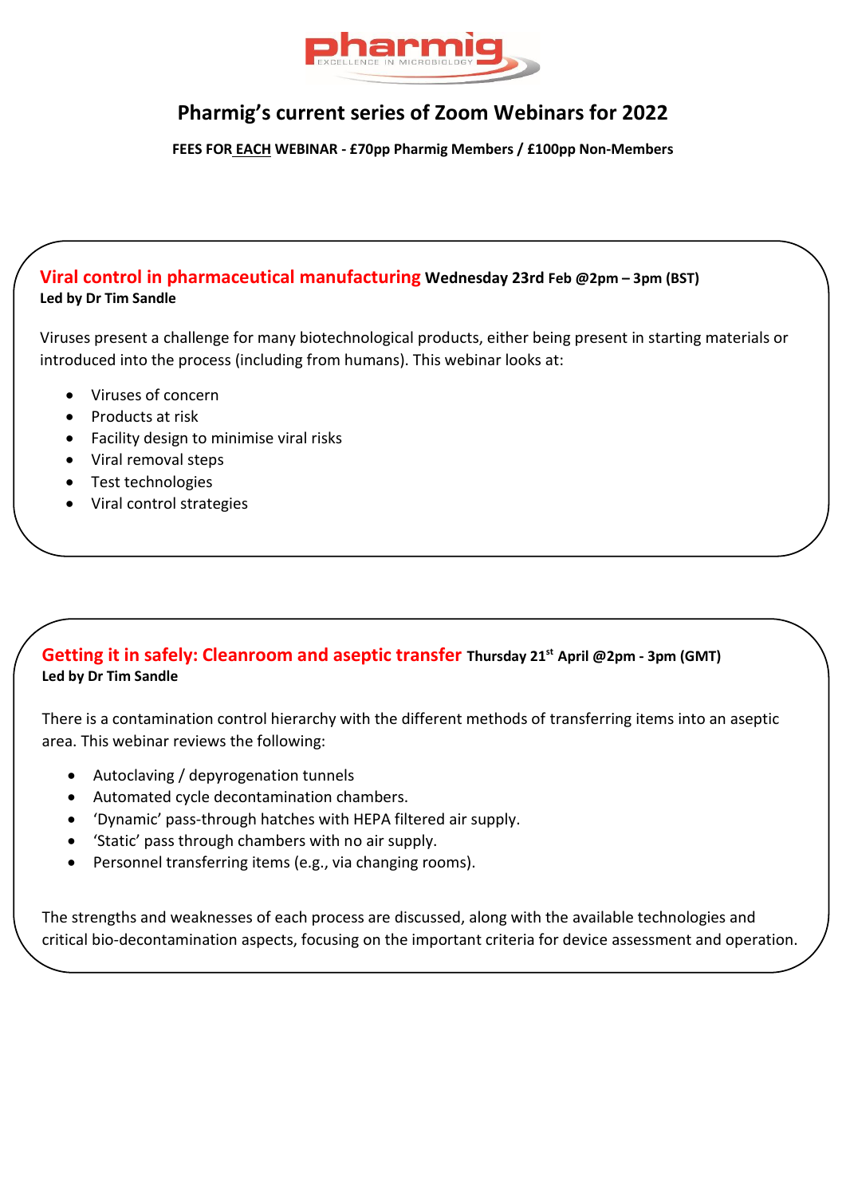pharmig

EXCELLENCE IN MICROBIOLOGY

# Pharmig's current series of Zoom Webinars for 2022

**FEES FOR EACH WEBINAR - £70pp Pharmig Members / £100pp Non-Members**

## Viral control in pharmaceutical manufacturing **Wednesday 23rd Feb @2pm – 3pm (BST)**

**Led by Dr Tim Sandle**

Viruses present a challenge for many biotechnological products, either being present in starting materials or introduced into the process (including from humans). This webinar looks at:

- Viruses of concern
- Products at risk
- Facility design to minimise viral risks
- Viral removal steps
- Test technologies
- Viral control strategies

## Getting it in safely: Cleanroom and aseptic transfer **Thursday 21st April @2pm - 3pm (GMT)**

**Led by Dr Tim Sandle**

There is a contamination control hierarchy with the different methods of transferring items into an aseptic area. This webinar reviews the following:

- Autoclaving / depyrogenation tunnels
- Automated cycle decontamination chambers.
- 'Dynamic' pass-through hatches with HEPA filtered air supply.
- 'Static' pass through chambers with no air supply.
- Personnel transferring items (e.g., via changing rooms).

The strengths and weaknesses of each process are discussed, along with the available technologies and critical bio-decontamination aspects, focusing on the important criteria for device assessment and operation.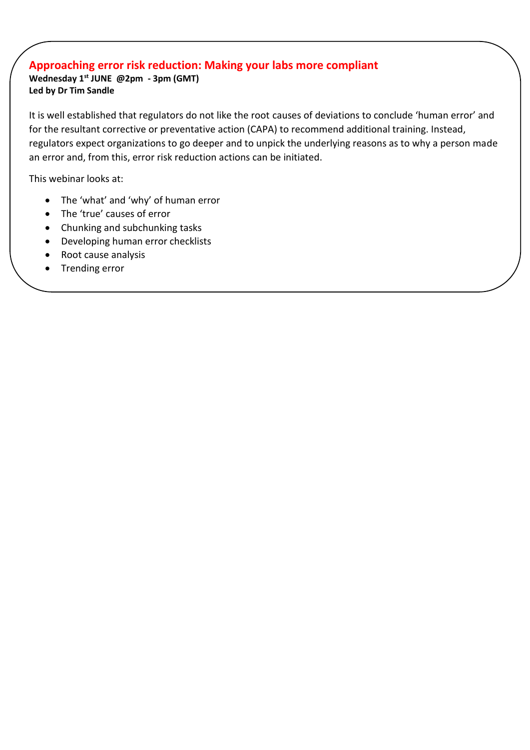## Approaching error risk reduction: Making your labs more compliant

**Wednesday 1st JUNE @2pm - 3pm (GMT)**
**Led by Dr Tim Sandle**

It is well established that regulators do not like the root causes of deviations to conclude 'human error' and for the resultant corrective or preventative action (CAPA) to recommend additional training. Instead, regulators expect organizations to go deeper and to unpick the underlying reasons as to why a person made an error and, from this, error risk reduction actions can be initiated.

This webinar looks at:

- The 'what' and 'why' of human error
- The 'true' causes of error
- Chunking and subchunking tasks
- Developing human error checklists
- Root cause analysis
- Trending error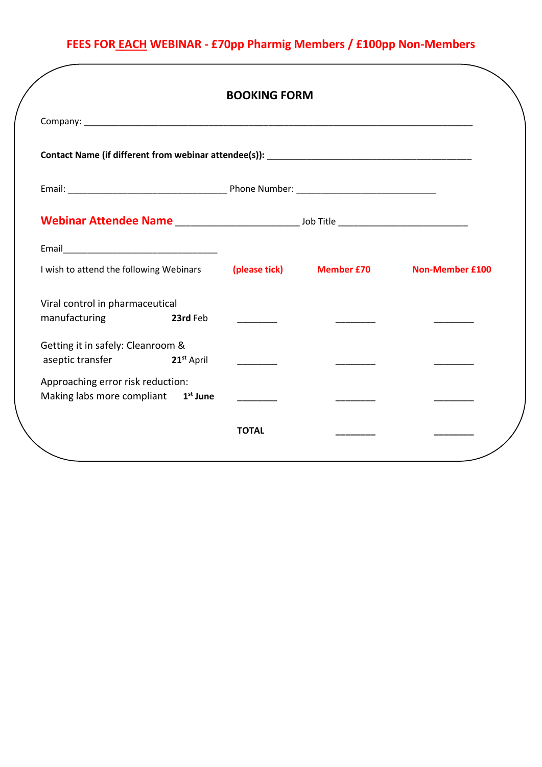**FEES FOR EACH WEBINAR - £70pp Pharmig Members / £100pp Non-Members**

## BOOKING FORM

Company: ______________________________________________________________________________

**Contact Name (if different from webinar attendee(s)):** ________________________________________

Email: ________________________________ Phone Number: ____________________________

**Webinar Attendee Name** ________________________ Job Title __________________________

Email________________________________

| I wish to attend the following Webinars | | (please tick) | Member £70 | Non-Member £100 |
|---|---|---|---|---|
| Viral control in pharmaceutical manufacturing | **23rd** Feb | ________ | ________ | ________ |
| Getting it in safely: Cleanroom & aseptic transfer | **21st** April | ________ | ________ | ________ |
| Approaching error risk reduction: Making labs more compliant | **1st June** | ________ | ________ | ________ |
| | | **TOTAL** | ________ | ________ |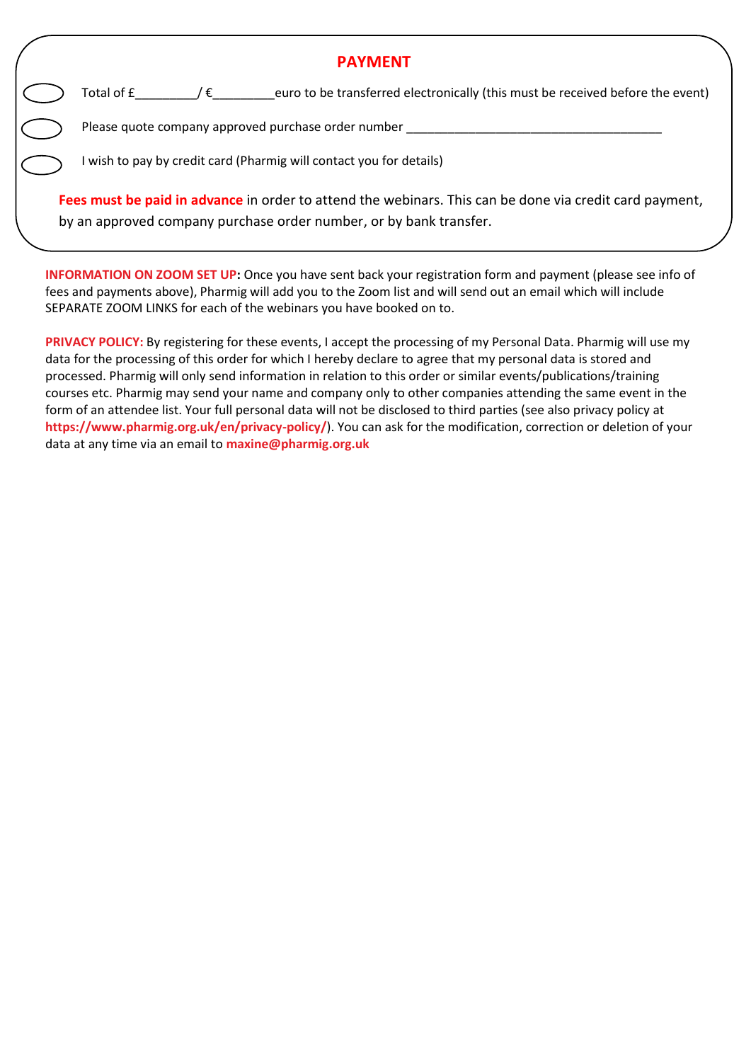## PAYMENT

- ◯ Total of £_________/ €_________euro to be transferred electronically (this must be received before the event)
- ◯ Please quote company approved purchase order number ______________________________________
- ◯ I wish to pay by credit card (Pharmig will contact you for details)

**Fees must be paid in advance** in order to attend the webinars. This can be done via credit card payment, by an approved company purchase order number, or by bank transfer.

**INFORMATION ON ZOOM SET UP:** Once you have sent back your registration form and payment (please see info of fees and payments above), Pharmig will add you to the Zoom list and will send out an email which will include SEPARATE ZOOM LINKS for each of the webinars you have booked on to.

**PRIVACY POLICY:** By registering for these events, I accept the processing of my Personal Data. Pharmig will use my data for the processing of this order for which I hereby declare to agree that my personal data is stored and processed. Pharmig will only send information in relation to this order or similar events/publications/training courses etc. Pharmig may send your name and company only to other companies attending the same event in the form of an attendee list. Your full personal data will not be disclosed to third parties (see also privacy policy at **https://www.pharmig.org.uk/en/privacy-policy/**). You can ask for the modification, correction or deletion of your data at any time via an email to **maxine@pharmig.org.uk**